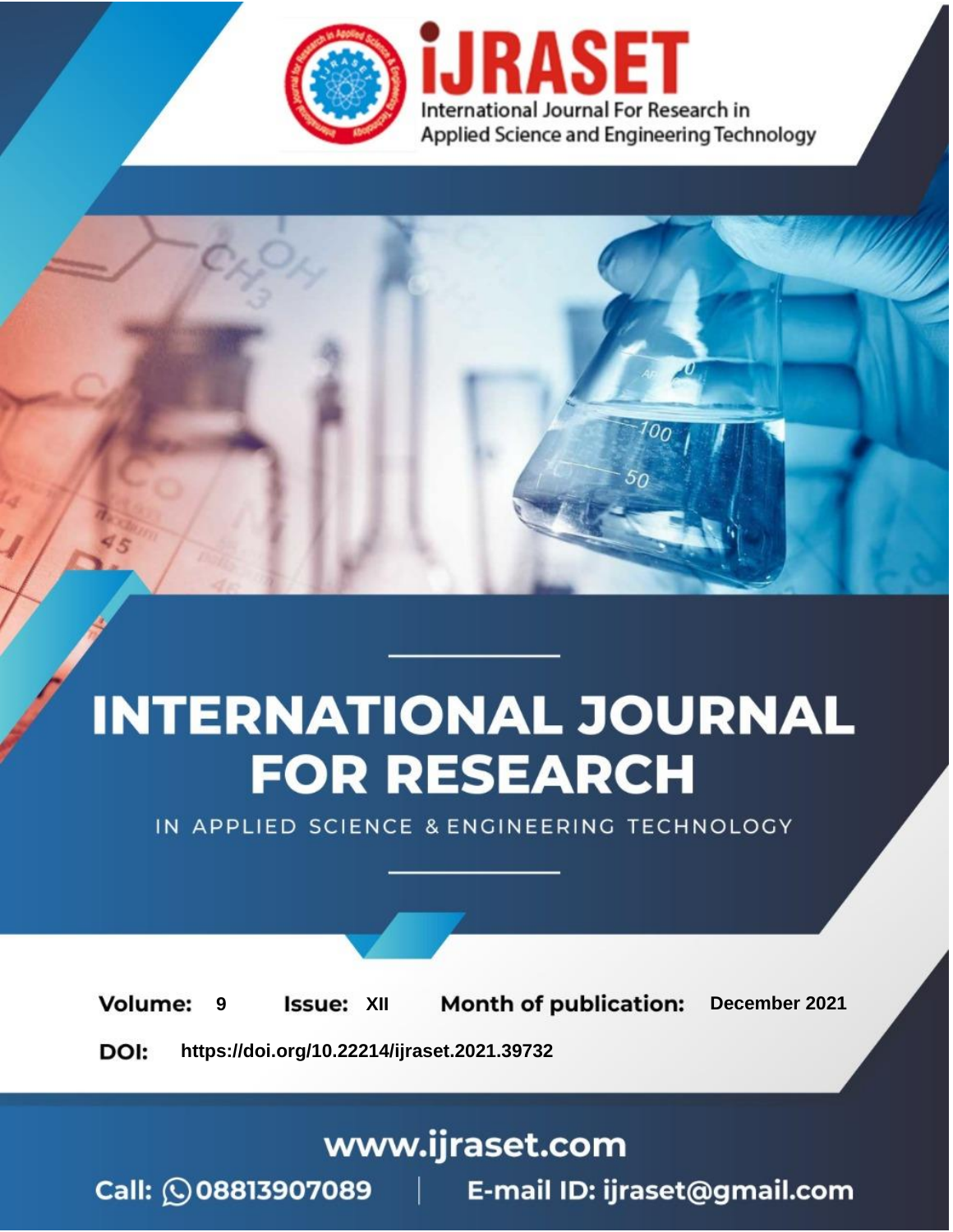# iJRASET

International Journal For Research in Applied Science and Engineering Technology

# INTERNATIONAL JOURNAL FOR RESEARCH

IN APPLIED SCIENCE & ENGINEERING TECHNOLOGY

**Volume:** 9 **Issue:** XII **Month of publication:** December 2021

**DOI:** https://doi.org/10.22214/ijraset.2021.39732

www.ijraset.com

Call: 08813907089 | E-mail ID: ijraset@gmail.com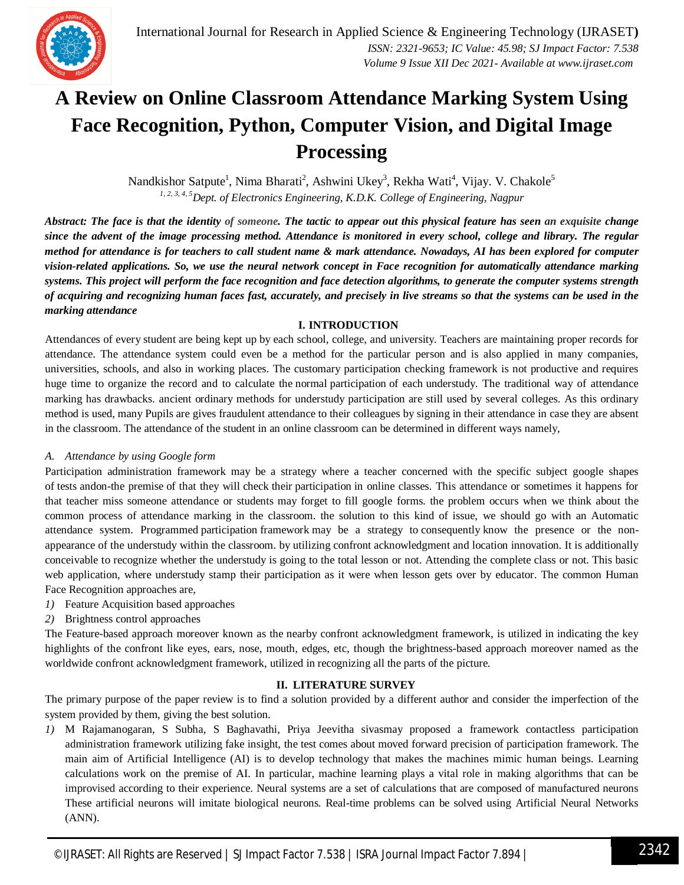# A Review on Online Classroom Attendance Marking System Using Face Recognition, Python, Computer Vision, and Digital Image Processing

Nandkishor Satpute[1], Nima Bharati[2], Ashwini Ukey[3], Rekha Wati[4], Vijay. V. Chakole[5]

[1, 2, 3, 4, 5]*Dept. of Electronics Engineering, K.D.K. College of Engineering, Nagpur*

***Abstract: The face is that the identity of someone. The tactic to appear out this physical feature has seen an exquisite change since the advent of the image processing method. Attendance is monitored in every school, college and library. The regular method for attendance is for teachers to call student name & mark attendance. Nowadays, AI has been explored for computer vision-related applications. So, we use the neural network concept in Face recognition for automatically attendance marking systems. This project will perform the face recognition and face detection algorithms, to generate the computer systems strength of acquiring and recognizing human faces fast, accurately, and precisely in live streams so that the systems can be used in the marking attendance***

## I. INTRODUCTION

Attendances of every student are being kept up by each school, college, and university. Teachers are maintaining proper records for attendance. The attendance system could even be a method for the particular person and is also applied in many companies, universities, schools, and also in working places. The customary participation checking framework is not productive and requires huge time to organize the record and to calculate the normal participation of each understudy. The traditional way of attendance marking has drawbacks. ancient ordinary methods for understudy participation are still used by several colleges. As this ordinary method is used, many Pupils are gives fraudulent attendance to their colleagues by signing in their attendance in case they are absent in the classroom. The attendance of the student in an online classroom can be determined in different ways namely,

### *A. Attendance by using Google form*

Participation administration framework may be a strategy where a teacher concerned with the specific subject google shapes of tests andon-the premise of that they will check their participation in online classes. This attendance or sometimes it happens for that teacher miss someone attendance or students may forget to fill google forms. the problem occurs when we think about the common process of attendance marking in the classroom. the solution to this kind of issue, we should go with an Automatic attendance system. Programmed participation framework may be a strategy to consequently know the presence or the non-appearance of the understudy within the classroom. by utilizing confront acknowledgment and location innovation. It is additionally conceivable to recognize whether the understudy is going to the total lesson or not. Attending the complete class or not. This basic web application, where understudy stamp their participation as it were when lesson gets over by educator. The common Human Face Recognition approaches are,

1) Feature Acquisition based approaches
2) Brightness control approaches

The Feature-based approach moreover known as the nearby confront acknowledgment framework, is utilized in indicating the key highlights of the confront like eyes, ears, nose, mouth, edges, etc, though the brightness-based approach moreover named as the worldwide confront acknowledgment framework, utilized in recognizing all the parts of the picture.

## II. LITERATURE SURVEY

The primary purpose of the paper review is to find a solution provided by a different author and consider the imperfection of the system provided by them, giving the best solution.

1) M Rajamanogaran, S Subha, S Baghavathi, Priya Jeevitha sivasmay proposed a framework contactless participation administration framework utilizing fake insight, the test comes about moved forward precision of participation framework. The main aim of Artificial Intelligence (AI) is to develop technology that makes the machines mimic human beings. Learning calculations work on the premise of AI. In particular, machine learning plays a vital role in making algorithms that can be improvised according to their experience. Neural systems are a set of calculations that are composed of manufactured neurons These artificial neurons will imitate biological neurons. Real-time problems can be solved using Artificial Neural Networks (ANN).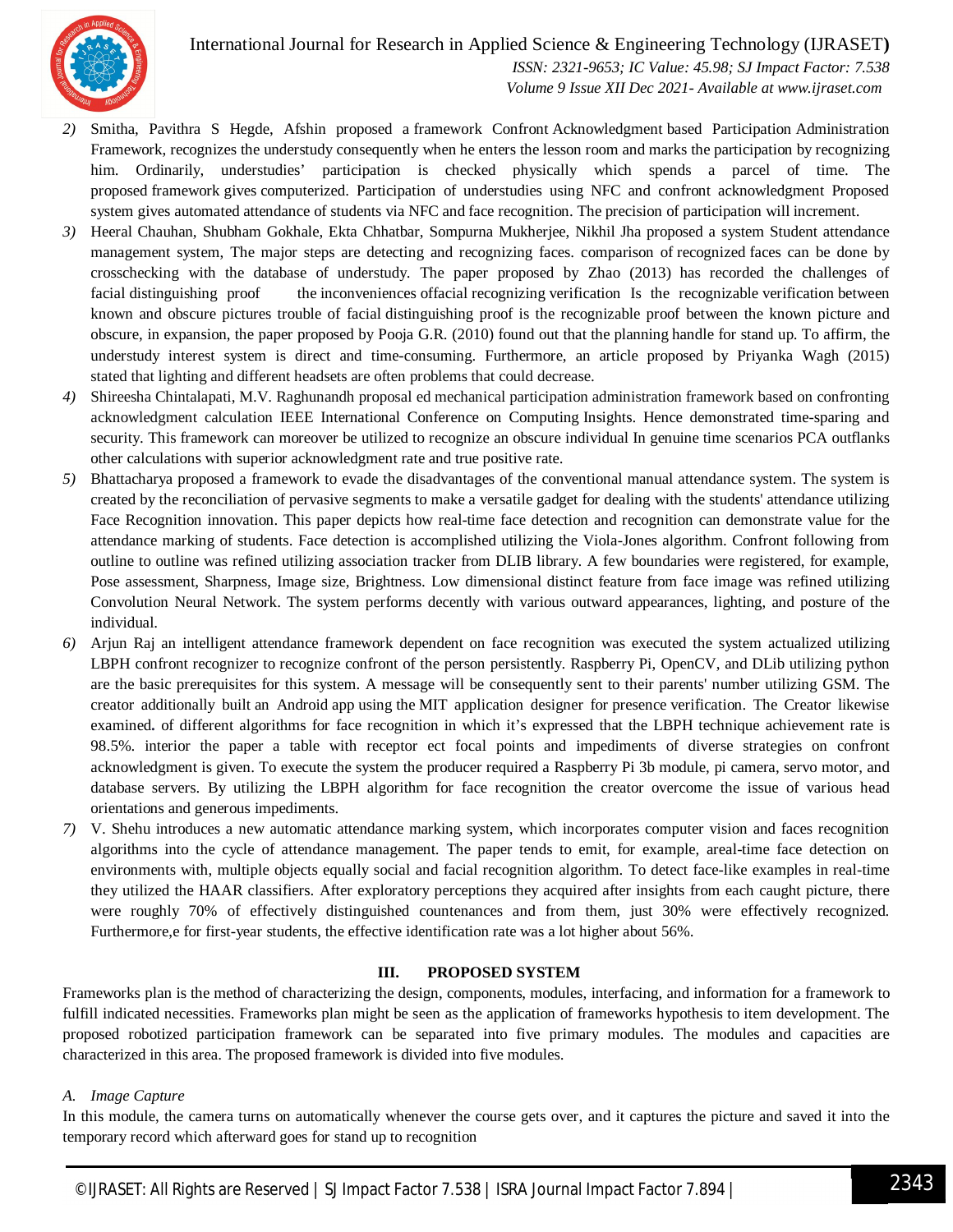2) Smitha, Pavithra S Hegde, Afshin proposed a framework Confront Acknowledgment based Participation Administration Framework, recognizes the understudy consequently when he enters the lesson room and marks the participation by recognizing him. Ordinarily, understudies' participation is checked physically which spends a parcel of time. The proposed framework gives computerized. Participation of understudies using NFC and confront acknowledgment Proposed system gives automated attendance of students via NFC and face recognition. The precision of participation will increment.
3) Heeral Chauhan, Shubham Gokhale, Ekta Chhatbar, Sompurna Mukherjee, Nikhil Jha proposed a system Student attendance management system, The major steps are detecting and recognizing faces. comparison of recognized faces can be done by crosschecking with the database of understudy. The paper proposed by Zhao (2013) has recorded the challenges of facial distinguishing proof the inconveniences offacial recognizing verification Is the recognizable verification between known and obscure pictures trouble of facial distinguishing proof is the recognizable proof between the known picture and obscure, in expansion, the paper proposed by Pooja G.R. (2010) found out that the planning handle for stand up. To affirm, the understudy interest system is direct and time-consuming. Furthermore, an article proposed by Priyanka Wagh (2015) stated that lighting and different headsets are often problems that could decrease.
4) Shireesha Chintalapati, M.V. Raghunandh proposal ed mechanical participation administration framework based on confronting acknowledgment calculation IEEE International Conference on Computing Insights. Hence demonstrated time-sparing and security. This framework can moreover be utilized to recognize an obscure individual In genuine time scenarios PCA outflanks other calculations with superior acknowledgment rate and true positive rate.
5) Bhattacharya proposed a framework to evade the disadvantages of the conventional manual attendance system. The system is created by the reconciliation of pervasive segments to make a versatile gadget for dealing with the students' attendance utilizing Face Recognition innovation. This paper depicts how real-time face detection and recognition can demonstrate value for the attendance marking of students. Face detection is accomplished utilizing the Viola-Jones algorithm. Confront following from outline to outline was refined utilizing association tracker from DLIB library. A few boundaries were registered, for example, Pose assessment, Sharpness, Image size, Brightness. Low dimensional distinct feature from face image was refined utilizing Convolution Neural Network. The system performs decently with various outward appearances, lighting, and posture of the individual.
6) Arjun Raj an intelligent attendance framework dependent on face recognition was executed the system actualized utilizing LBPH confront recognizer to recognize confront of the person persistently. Raspberry Pi, OpenCV, and DLib utilizing python are the basic prerequisites for this system. A message will be consequently sent to their parents' number utilizing GSM. The creator additionally built an Android app using the MIT application designer for presence verification. The Creator likewise examined**.** of different algorithms for face recognition in which it's expressed that the LBPH technique achievement rate is 98.5%. interior the paper a table with receptor ect focal points and impediments of diverse strategies on confront acknowledgment is given. To execute the system the producer required a Raspberry Pi 3b module, pi camera, servo motor, and database servers. By utilizing the LBPH algorithm for face recognition the creator overcome the issue of various head orientations and generous impediments.
7) V. Shehu introduces a new automatic attendance marking system, which incorporates computer vision and faces recognition algorithms into the cycle of attendance management. The paper tends to emit, for example, areal-time face detection on environments with, multiple objects equally social and facial recognition algorithm. To detect face-like examples in real-time they utilized the HAAR classifiers. After exploratory perceptions they acquired after insights from each caught picture, there were roughly 70% of effectively distinguished countenances and from them, just 30% were effectively recognized. Furthermore,e for first-year students, the effective identification rate was a lot higher about 56%.

## III. PROPOSED SYSTEM

Frameworks plan is the method of characterizing the design, components, modules, interfacing, and information for a framework to fulfill indicated necessities. Frameworks plan might be seen as the application of frameworks hypothesis to item development. The proposed robotized participation framework can be separated into five primary modules. The modules and capacities are characterized in this area. The proposed framework is divided into five modules.

### *A. Image Capture*

In this module, the camera turns on automatically whenever the course gets over, and it captures the picture and saved it into the temporary record which afterward goes for stand up to recognition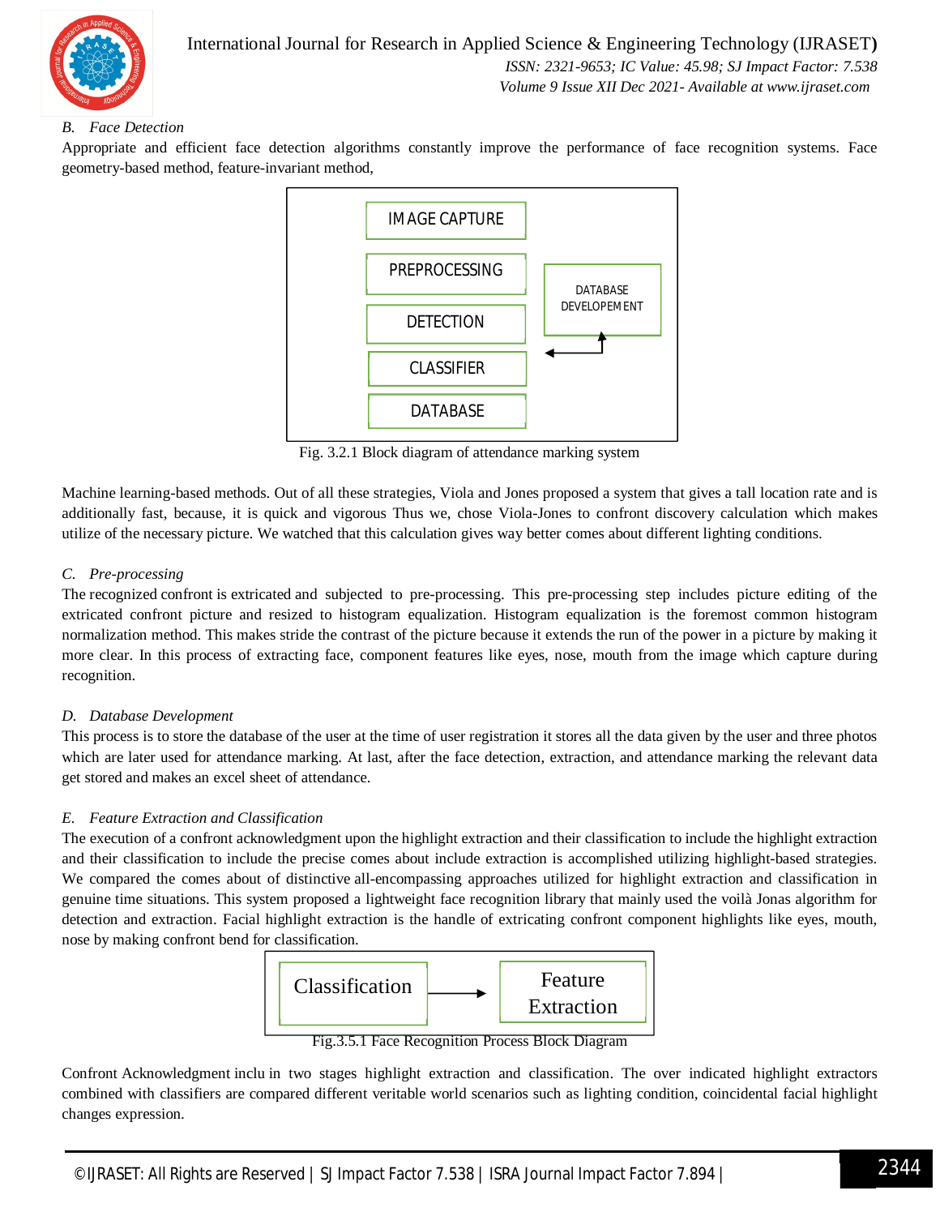### B. Face Detection

Appropriate and efficient face detection algorithms constantly improve the performance of face recognition systems. Face geometry-based method, feature-invariant method,

IMAGE CAPTURE

PREPROCESSING

DETECTION

CLASSIFIER

DATABASE

DATABASE DEVELOPEMENT

Fig. 3.2.1 Block diagram of attendance marking system

Machine learning-based methods. Out of all these strategies, Viola and Jones proposed a system that gives a tall location rate and is additionally fast, because, it is quick and vigorous Thus we, chose Viola-Jones to confront discovery calculation which makes utilize of the necessary picture. We watched that this calculation gives way better comes about different lighting conditions.

### C. Pre-processing

The recognized confront is extricated and subjected to pre-processing. This pre-processing step includes picture editing of the extricated confront picture and resized to histogram equalization. Histogram equalization is the foremost common histogram normalization method. This makes stride the contrast of the picture because it extends the run of the power in a picture by making it more clear. In this process of extracting face, component features like eyes, nose, mouth from the image which capture during recognition.

### D. Database Development

This process is to store the database of the user at the time of user registration it stores all the data given by the user and three photos which are later used for attendance marking. At last, after the face detection, extraction, and attendance marking the relevant data get stored and makes an excel sheet of attendance.

### E. Feature Extraction and Classification

The execution of a confront acknowledgment upon the highlight extraction and their classification to include the highlight extraction and their classification to include the precise comes about include extraction is accomplished utilizing highlight-based strategies. We compared the comes about of distinctive all-encompassing approaches utilized for highlight extraction and classification in genuine time situations. This system proposed a lightweight face recognition library that mainly used the voilà Jonas algorithm for detection and extraction. Facial highlight extraction is the handle of extricating confront component highlights like eyes, mouth, nose by making confront bend for classification.

Classification → Feature Extraction

Fig.3.5.1 Face Recognition Process Block Diagram

Confront Acknowledgment inclu in two stages highlight extraction and classification. The over indicated highlight extractors combined with classifiers are compared different veritable world scenarios such as lighting condition, coincidental facial highlight changes expression.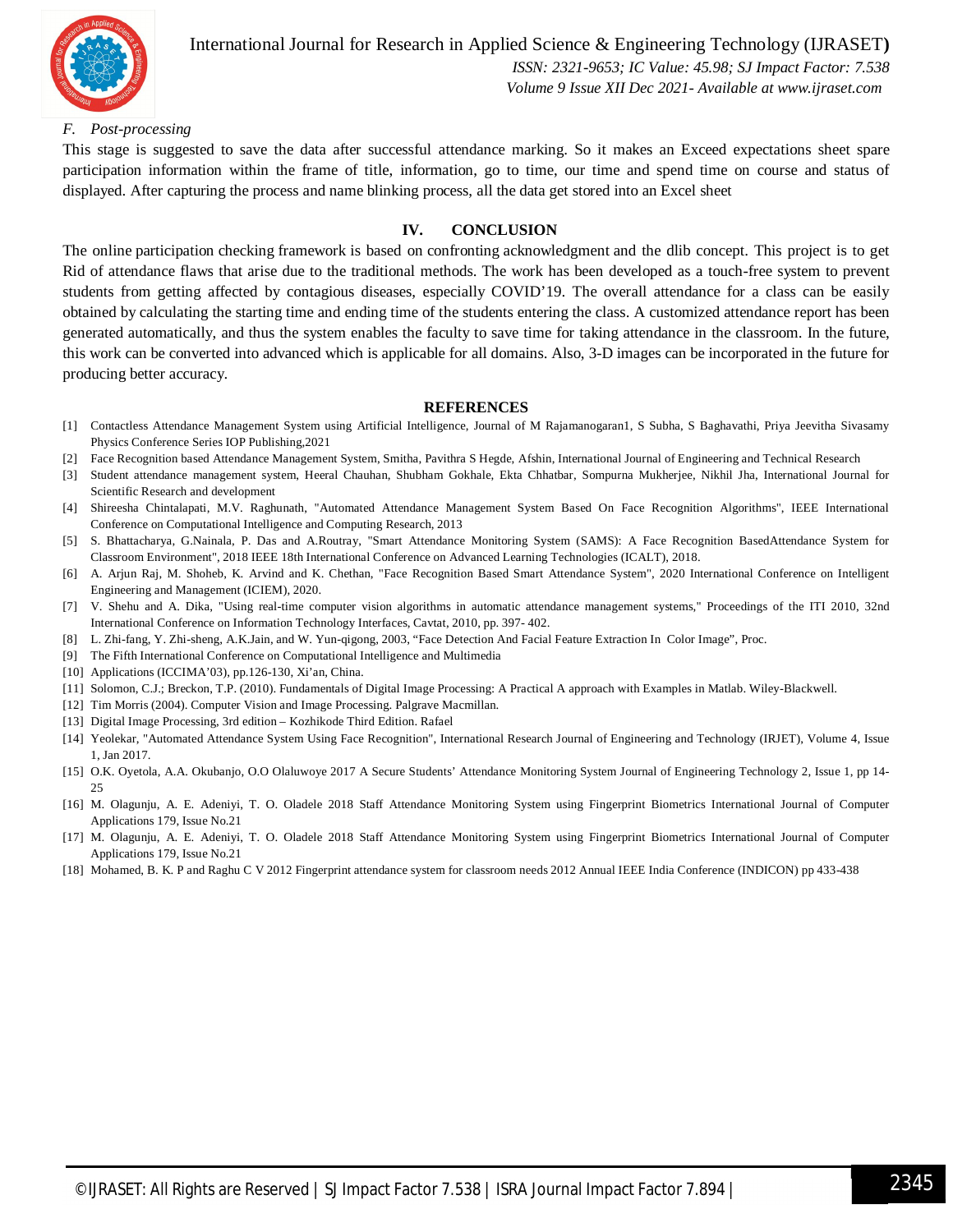### F. Post-processing

This stage is suggested to save the data after successful attendance marking. So it makes an Exceed expectations sheet spare participation information within the frame of title, information, go to time, our time and spend time on course and status of displayed. After capturing the process and name blinking process, all the data get stored into an Excel sheet

## IV. CONCLUSION

The online participation checking framework is based on confronting acknowledgment and the dlib concept. This project is to get Rid of attendance flaws that arise due to the traditional methods. The work has been developed as a touch-free system to prevent students from getting affected by contagious diseases, especially COVID'19. The overall attendance for a class can be easily obtained by calculating the starting time and ending time of the students entering the class. A customized attendance report has been generated automatically, and thus the system enables the faculty to save time for taking attendance in the classroom. In the future, this work can be converted into advanced which is applicable for all domains. Also, 3-D images can be incorporated in the future for producing better accuracy.

## REFERENCES

[1] Contactless Attendance Management System using Artificial Intelligence, Journal of M Rajamanogaran1, S Subha, S Baghavathi, Priya Jeevitha Sivasamy Physics Conference Series IOP Publishing,2021

[2] Face Recognition based Attendance Management System, Smitha, Pavithra S Hegde, Afshin, International Journal of Engineering and Technical Research

[3] Student attendance management system, Heeral Chauhan, Shubham Gokhale, Ekta Chhatbar, Sompurna Mukherjee, Nikhil Jha, International Journal for Scientific Research and development

[4] Shireesha Chintalapati, M.V. Raghunath, "Automated Attendance Management System Based On Face Recognition Algorithms", IEEE International Conference on Computational Intelligence and Computing Research, 2013

[5] S. Bhattacharya, G.Nainala, P. Das and A.Routray, "Smart Attendance Monitoring System (SAMS): A Face Recognition BasedAttendance System for Classroom Environment", 2018 IEEE 18th International Conference on Advanced Learning Technologies (ICALT), 2018.

[6] A. Arjun Raj, M. Shoheb, K. Arvind and K. Chethan, "Face Recognition Based Smart Attendance System", 2020 International Conference on Intelligent Engineering and Management (ICIEM), 2020.

[7] V. Shehu and A. Dika, "Using real-time computer vision algorithms in automatic attendance management systems," Proceedings of the ITI 2010, 32nd International Conference on Information Technology Interfaces, Cavtat, 2010, pp. 397- 402.

[8] L. Zhi-fang, Y. Zhi-sheng, A.K.Jain, and W. Yun-qigong, 2003, "Face Detection And Facial Feature Extraction In Color Image", Proc.

[9] The Fifth International Conference on Computational Intelligence and Multimedia

[10] Applications (ICCIMA'03), pp.126-130, Xi'an, China.

[11] Solomon, C.J.; Breckon, T.P. (2010). Fundamentals of Digital Image Processing: A Practical A approach with Examples in Matlab. Wiley-Blackwell.

[12] Tim Morris (2004). Computer Vision and Image Processing. Palgrave Macmillan.

[13] Digital Image Processing, 3rd edition – Kozhikode Third Edition. Rafael

[14] Yeolekar, "Automated Attendance System Using Face Recognition", International Research Journal of Engineering and Technology (IRJET), Volume 4, Issue 1, Jan 2017.

[15] O.K. Oyetola, A.A. Okubanjo, O.O Olaluwoye 2017 A Secure Students' Attendance Monitoring System Journal of Engineering Technology 2, Issue 1, pp 14-25

[16] M. Olagunju, A. E. Adeniyi, T. O. Oladele 2018 Staff Attendance Monitoring System using Fingerprint Biometrics International Journal of Computer Applications 179, Issue No.21

[17] M. Olagunju, A. E. Adeniyi, T. O. Oladele 2018 Staff Attendance Monitoring System using Fingerprint Biometrics International Journal of Computer Applications 179, Issue No.21

[18] Mohamed, B. K. P and Raghu C V 2012 Fingerprint attendance system for classroom needs 2012 Annual IEEE India Conference (INDICON) pp 433-438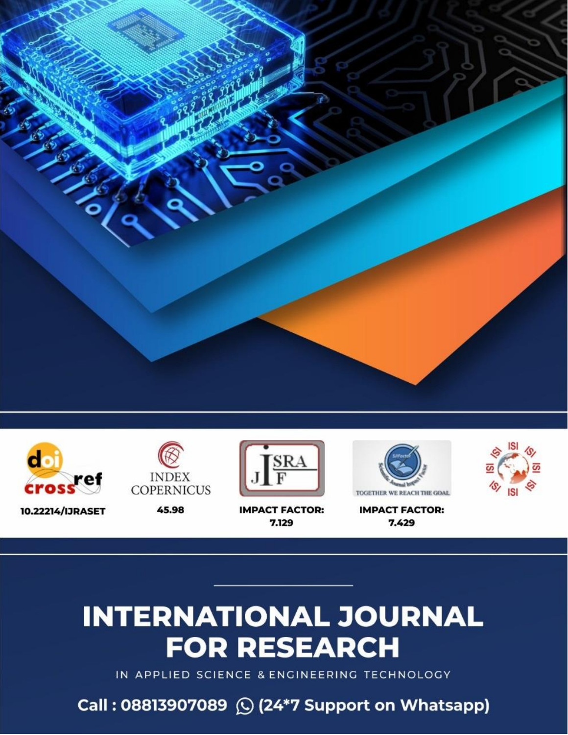10.22214/IJRASET

INDEX COPERNICUS

45.98

IMPACT FACTOR: 7.129

IMPACT FACTOR: 7.429

TOGETHER WE REACH THE GOAL

# INTERNATIONAL JOURNAL FOR RESEARCH

IN APPLIED SCIENCE & ENGINEERING TECHNOLOGY

Call : 08813907089 (24*7 Support on Whatsapp)